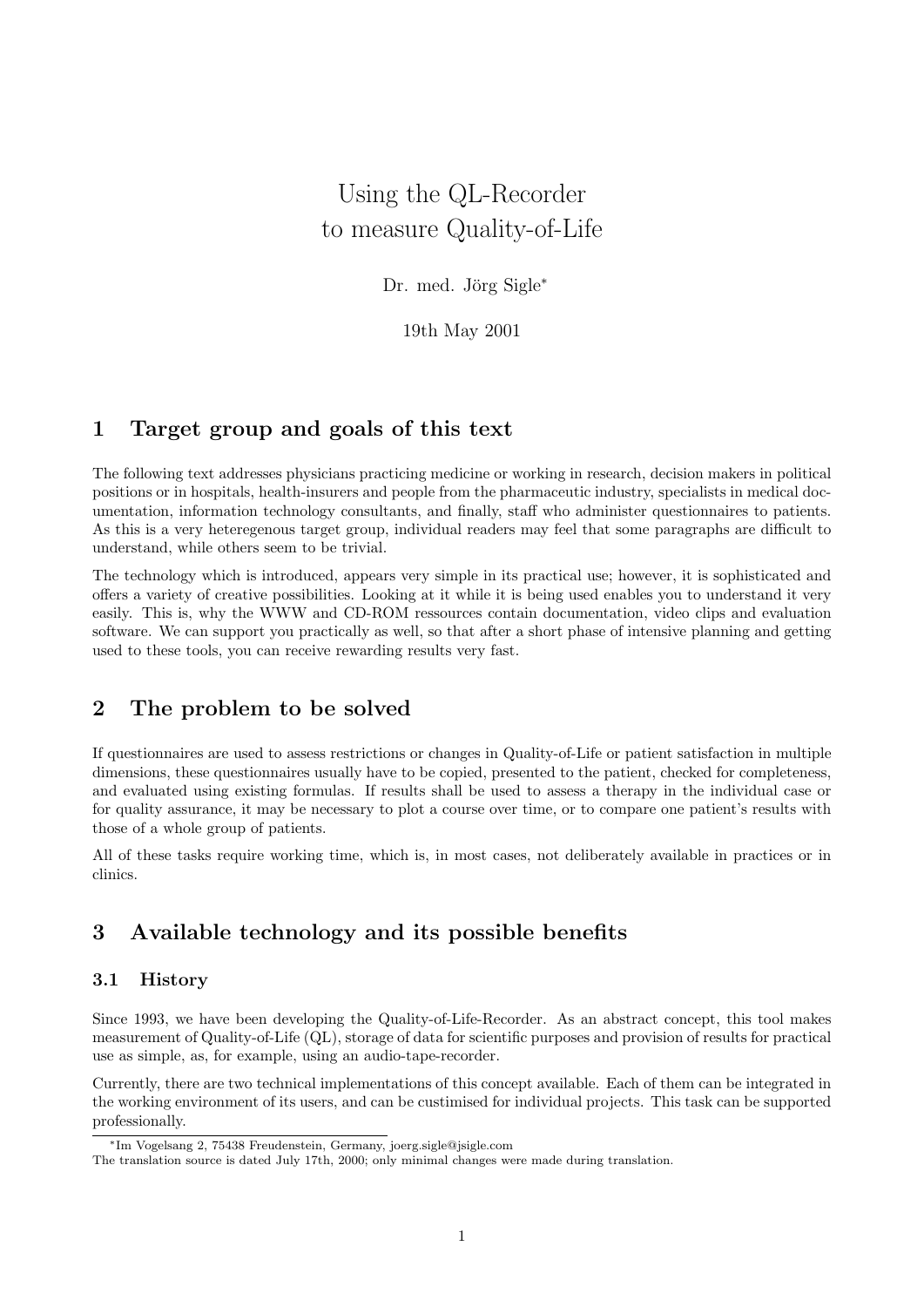# Using the QL-Recorder to measure Quality-of-Life

Dr. med. Jörg Sigle*

19th May 2001

## 1 Target group and goals of this text

The following text addresses physicians practicing medicine or working in research, decision makers in political positions or in hospitals, health-insurers and people from the pharmaceutic industry, specialists in medical documentation, information technology consultants, and finally, staff who administer questionnaires to patients. As this is a very heteregenous target group, individual readers may feel that some paragraphs are difficult to understand, while others seem to be trivial.

The technology which is introduced, appears very simple in its practical use; however, it is sophisticated and offers a variety of creative possibilities. Looking at it while it is being used enables you to understand it very easily. This is, why the WWW and CD-ROM ressources contain documentation, video clips and evaluation software. We can support you practically as well, so that after a short phase of intensive planning and getting used to these tools, you can receive rewarding results very fast.

## 2 The problem to be solved

If questionnaires are used to assess restrictions or changes in Quality-of-Life or patient satisfaction in multiple dimensions, these questionnaires usually have to be copied, presented to the patient, checked for completeness, and evaluated using existing formulas. If results shall be used to assess a therapy in the individual case or for quality assurance, it may be necessary to plot a course over time, or to compare one patient's results with those of a whole group of patients.

All of these tasks require working time, which is, in most cases, not deliberately available in practices or in clinics.

## 3 Available technology and its possible benefits

### 3.1 History

Since 1993, we have been developing the Quality-of-Life-Recorder. As an abstract concept, this tool makes measurement of Quality-of-Life (QL), storage of data for scientific purposes and provision of results for practical use as simple, as, for example, using an audio-tape-recorder.

Currently, there are two technical implementations of this concept available. Each of them can be integrated in the working environment of its users, and can be custimised for individual projects. This task can be supported professionally.

*Im Vogelsang 2, 75438 Freudenstein, Germany, joerg.sigle@jsigle.com

The translation source is dated July 17th, 2000; only minimal changes were made during translation.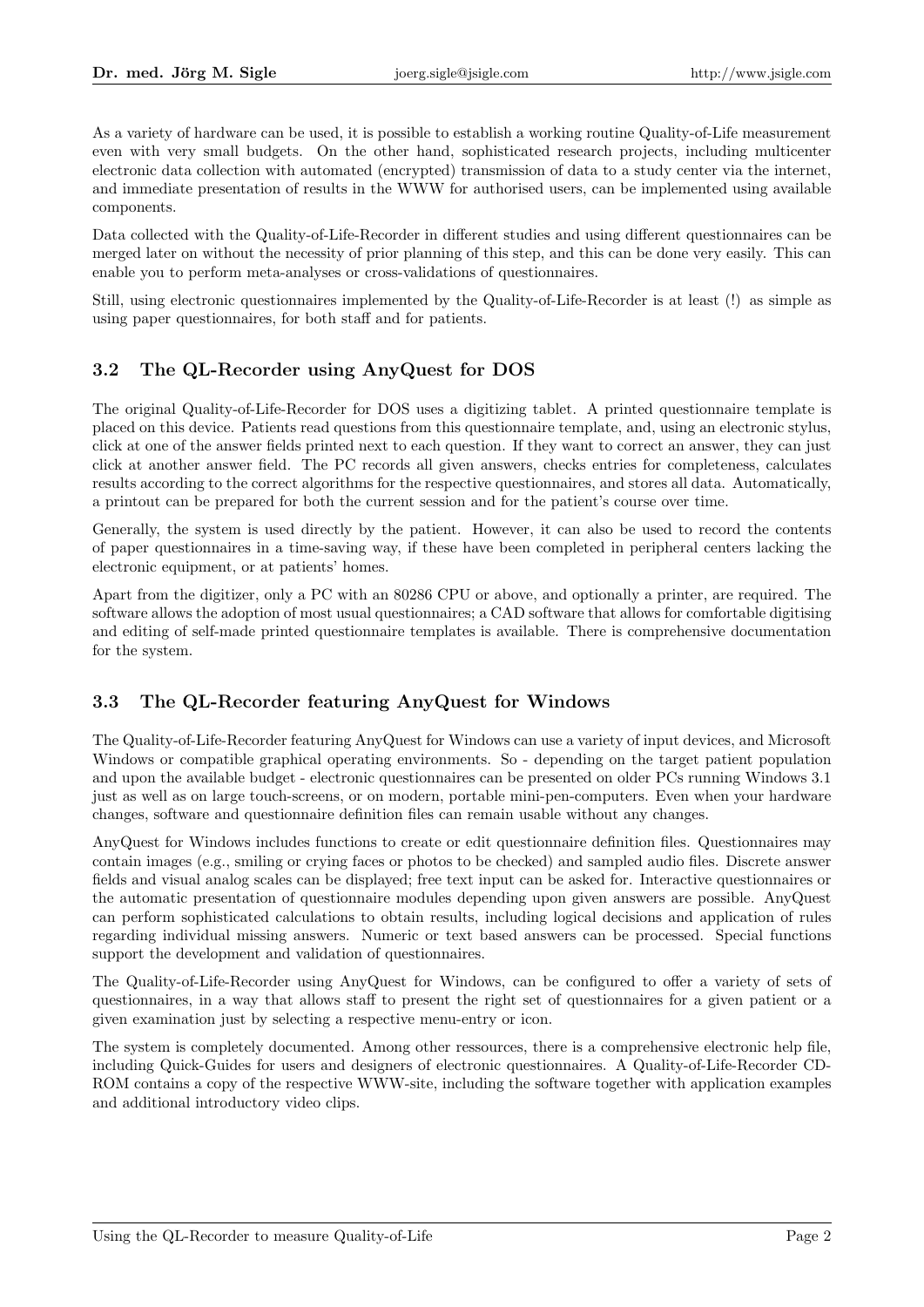As a variety of hardware can be used, it is possible to establish a working routine Quality-of-Life measurement even with very small budgets. On the other hand, sophisticated research projects, including multicenter electronic data collection with automated (encrypted) transmission of data to a study center via the internet, and immediate presentation of results in the WWW for authorised users, can be implemented using available components.

Data collected with the Quality-of-Life-Recorder in different studies and using different questionnaires can be merged later on without the necessity of prior planning of this step, and this can be done very easily. This can enable you to perform meta-analyses or cross-validations of questionnaires.

Still, using electronic questionnaires implemented by the Quality-of-Life-Recorder is at least (!) as simple as using paper questionnaires, for both staff and for patients.

## 3.2 The QL-Recorder using AnyQuest for DOS

The original Quality-of-Life-Recorder for DOS uses a digitizing tablet. A printed questionnaire template is placed on this device. Patients read questions from this questionnaire template, and, using an electronic stylus, click at one of the answer fields printed next to each question. If they want to correct an answer, they can just click at another answer field. The PC records all given answers, checks entries for completeness, calculates results according to the correct algorithms for the respective questionnaires, and stores all data. Automatically, a printout can be prepared for both the current session and for the patient's course over time.

Generally, the system is used directly by the patient. However, it can also be used to record the contents of paper questionnaires in a time-saving way, if these have been completed in peripheral centers lacking the electronic equipment, or at patients' homes.

Apart from the digitizer, only a PC with an 80286 CPU or above, and optionally a printer, are required. The software allows the adoption of most usual questionnaires; a CAD software that allows for comfortable digitising and editing of self-made printed questionnaire templates is available. There is comprehensive documentation for the system.

## 3.3 The QL-Recorder featuring AnyQuest for Windows

The Quality-of-Life-Recorder featuring AnyQuest for Windows can use a variety of input devices, and Microsoft Windows or compatible graphical operating environments. So - depending on the target patient population and upon the available budget - electronic questionnaires can be presented on older PCs running Windows 3.1 just as well as on large touch-screens, or on modern, portable mini-pen-computers. Even when your hardware changes, software and questionnaire definition files can remain usable without any changes.

AnyQuest for Windows includes functions to create or edit questionnaire definition files. Questionnaires may contain images (e.g., smiling or crying faces or photos to be checked) and sampled audio files. Discrete answer fields and visual analog scales can be displayed; free text input can be asked for. Interactive questionnaires or the automatic presentation of questionnaire modules depending upon given answers are possible. AnyQuest can perform sophisticated calculations to obtain results, including logical decisions and application of rules regarding individual missing answers. Numeric or text based answers can be processed. Special functions support the development and validation of questionnaires.

The Quality-of-Life-Recorder using AnyQuest for Windows, can be configured to offer a variety of sets of questionnaires, in a way that allows staff to present the right set of questionnaires for a given patient or a given examination just by selecting a respective menu-entry or icon.

The system is completely documented. Among other ressources, there is a comprehensive electronic help file, including Quick-Guides for users and designers of electronic questionnaires. A Quality-of-Life-Recorder CD-ROM contains a copy of the respective WWW-site, including the software together with application examples and additional introductory video clips.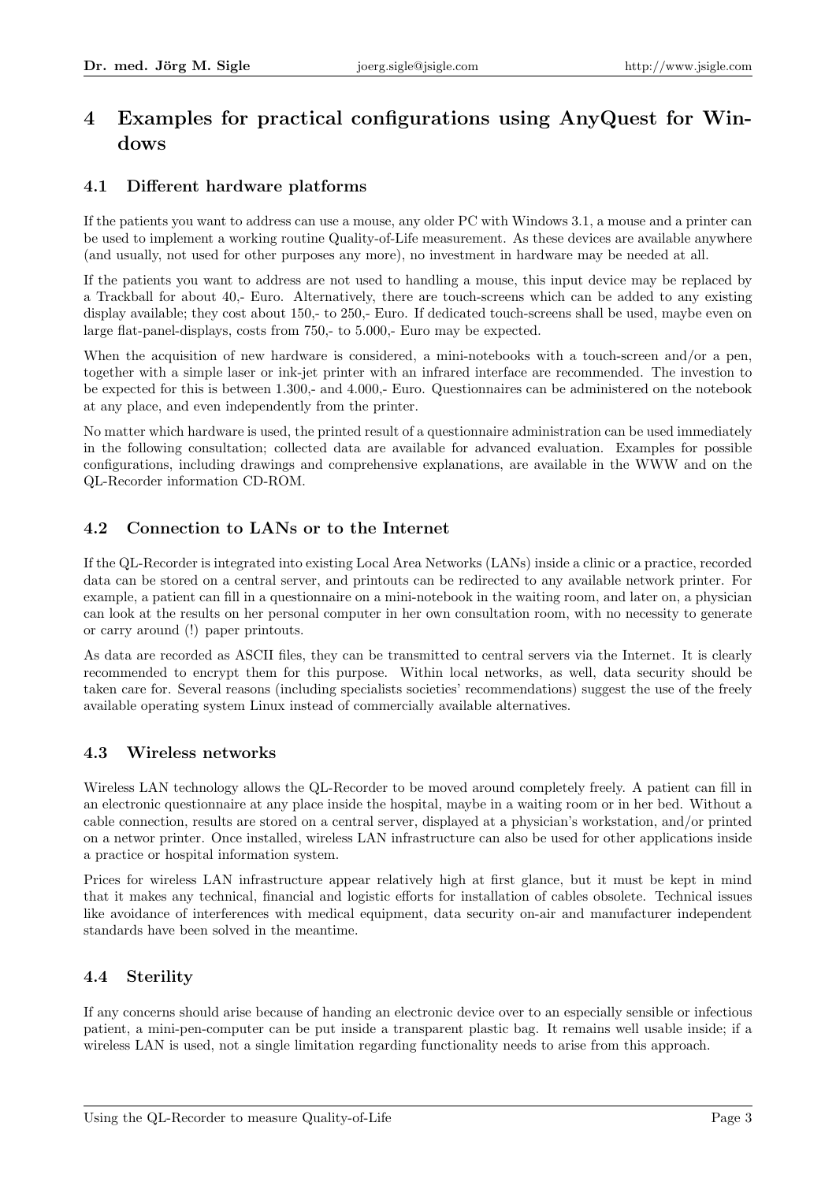# 4 Examples for practical configurations using AnyQuest for Windows

## 4.1 Different hardware platforms

If the patients you want to address can use a mouse, any older PC with Windows 3.1, a mouse and a printer can be used to implement a working routine Quality-of-Life measurement. As these devices are available anywhere (and usually, not used for other purposes any more), no investment in hardware may be needed at all.

If the patients you want to address are not used to handling a mouse, this input device may be replaced by a Trackball for about 40,- Euro. Alternatively, there are touch-screens which can be added to any existing display available; they cost about 150,- to 250,- Euro. If dedicated touch-screens shall be used, maybe even on large flat-panel-displays, costs from 750,- to 5.000,- Euro may be expected.

When the acquisition of new hardware is considered, a mini-notebooks with a touch-screen and/or a pen, together with a simple laser or ink-jet printer with an infrared interface are recommended. The investion to be expected for this is between 1.300,- and 4.000,- Euro. Questionnaires can be administered on the notebook at any place, and even independently from the printer.

No matter which hardware is used, the printed result of a questionnaire administration can be used immediately in the following consultation; collected data are available for advanced evaluation. Examples for possible configurations, including drawings and comprehensive explanations, are available in the WWW and on the QL-Recorder information CD-ROM.

## 4.2 Connection to LANs or to the Internet

If the QL-Recorder is integrated into existing Local Area Networks (LANs) inside a clinic or a practice, recorded data can be stored on a central server, and printouts can be redirected to any available network printer. For example, a patient can fill in a questionnaire on a mini-notebook in the waiting room, and later on, a physician can look at the results on her personal computer in her own consultation room, with no necessity to generate or carry around (!) paper printouts.

As data are recorded as ASCII files, they can be transmitted to central servers via the Internet. It is clearly recommended to encrypt them for this purpose. Within local networks, as well, data security should be taken care for. Several reasons (including specialists societies' recommendations) suggest the use of the freely available operating system Linux instead of commercially available alternatives.

## 4.3 Wireless networks

Wireless LAN technology allows the QL-Recorder to be moved around completely freely. A patient can fill in an electronic questionnaire at any place inside the hospital, maybe in a waiting room or in her bed. Without a cable connection, results are stored on a central server, displayed at a physician's workstation, and/or printed on a networ printer. Once installed, wireless LAN infrastructure can also be used for other applications inside a practice or hospital information system.

Prices for wireless LAN infrastructure appear relatively high at first glance, but it must be kept in mind that it makes any technical, financial and logistic efforts for installation of cables obsolete. Technical issues like avoidance of interferences with medical equipment, data security on-air and manufacturer independent standards have been solved in the meantime.

## 4.4 Sterility

If any concerns should arise because of handing an electronic device over to an especially sensible or infectious patient, a mini-pen-computer can be put inside a transparent plastic bag. It remains well usable inside; if a wireless LAN is used, not a single limitation regarding functionality needs to arise from this approach.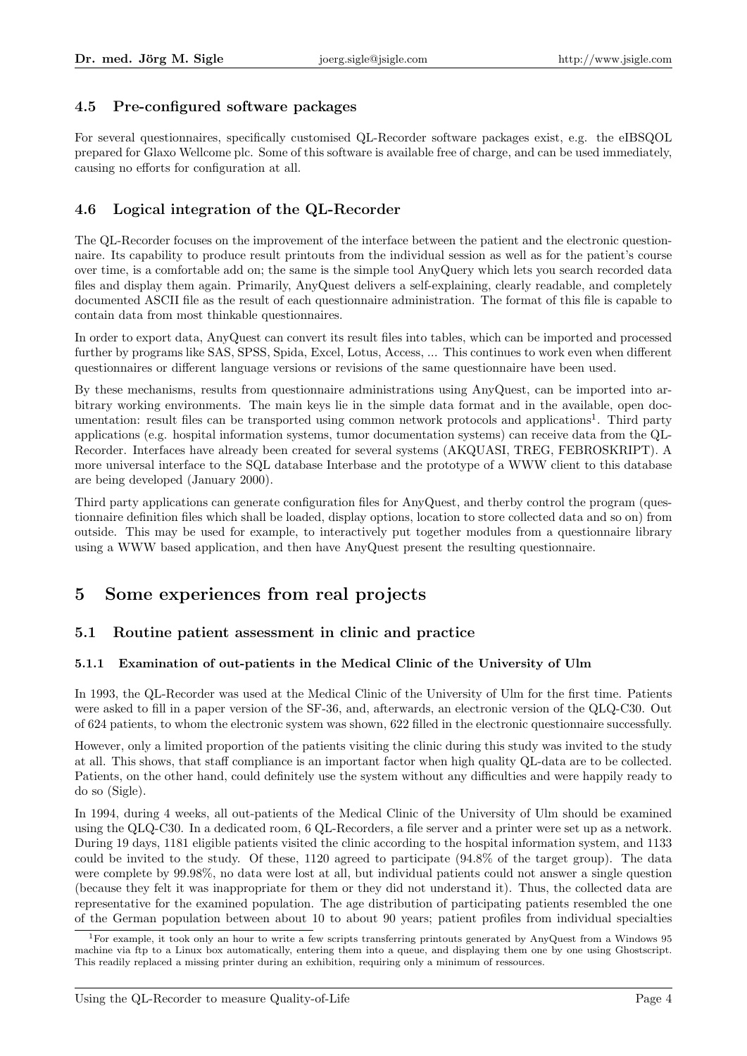## 4.5 Pre-configured software packages

For several questionnaires, specifically customised QL-Recorder software packages exist, e.g. the eIBSQOL prepared for Glaxo Wellcome plc. Some of this software is available free of charge, and can be used immediately, causing no efforts for configuration at all.

## 4.6 Logical integration of the QL-Recorder

The QL-Recorder focuses on the improvement of the interface between the patient and the electronic questionnaire. Its capability to produce result printouts from the individual session as well as for the patient's course over time, is a comfortable add on; the same is the simple tool AnyQuery which lets you search recorded data files and display them again. Primarily, AnyQuest delivers a self-explaining, clearly readable, and completely documented ASCII file as the result of each questionnaire administration. The format of this file is capable to contain data from most thinkable questionnaires.

In order to export data, AnyQuest can convert its result files into tables, which can be imported and processed further by programs like SAS, SPSS, Spida, Excel, Lotus, Access, ... This continues to work even when different questionnaires or different language versions or revisions of the same questionnaire have been used.

By these mechanisms, results from questionnaire administrations using AnyQuest, can be imported into arbitrary working environments. The main keys lie in the simple data format and in the available, open documentation: result files can be transported using common network protocols and applications[1]. Third party applications (e.g. hospital information systems, tumor documentation systems) can receive data from the QL-Recorder. Interfaces have already been created for several systems (AKQUASI, TREG, FEBROSKRIPT). A more universal interface to the SQL database Interbase and the prototype of a WWW client to this database are being developed (January 2000).

Third party applications can generate configuration files for AnyQuest, and therby control the program (questionnaire definition files which shall be loaded, display options, location to store collected data and so on) from outside. This may be used for example, to interactively put together modules from a questionnaire library using a WWW based application, and then have AnyQuest present the resulting questionnaire.

# 5 Some experiences from real projects

## 5.1 Routine patient assessment in clinic and practice

### 5.1.1 Examination of out-patients in the Medical Clinic of the University of Ulm

In 1993, the QL-Recorder was used at the Medical Clinic of the University of Ulm for the first time. Patients were asked to fill in a paper version of the SF-36, and, afterwards, an electronic version of the QLQ-C30. Out of 624 patients, to whom the electronic system was shown, 622 filled in the electronic questionnaire successfully.

However, only a limited proportion of the patients visiting the clinic during this study was invited to the study at all. This shows, that staff compliance is an important factor when high quality QL-data are to be collected. Patients, on the other hand, could definitely use the system without any difficulties and were happily ready to do so (Sigle).

In 1994, during 4 weeks, all out-patients of the Medical Clinic of the University of Ulm should be examined using the QLQ-C30. In a dedicated room, 6 QL-Recorders, a file server and a printer were set up as a network. During 19 days, 1181 eligible patients visited the clinic according to the hospital information system, and 1133 could be invited to the study. Of these, 1120 agreed to participate (94.8% of the target group). The data were complete by 99.98%, no data were lost at all, but individual patients could not answer a single question (because they felt it was inappropriate for them or they did not understand it). Thus, the collected data are representative for the examined population. The age distribution of participating patients resembled the one of the German population between about 10 to about 90 years; patient profiles from individual specialties

[1] For example, it took only an hour to write a few scripts transferring printouts generated by AnyQuest from a Windows 95 machine via ftp to a Linux box automatically, entering them into a queue, and displaying them one by one using Ghostscript. This readily replaced a missing printer during an exhibition, requiring only a minimum of ressources.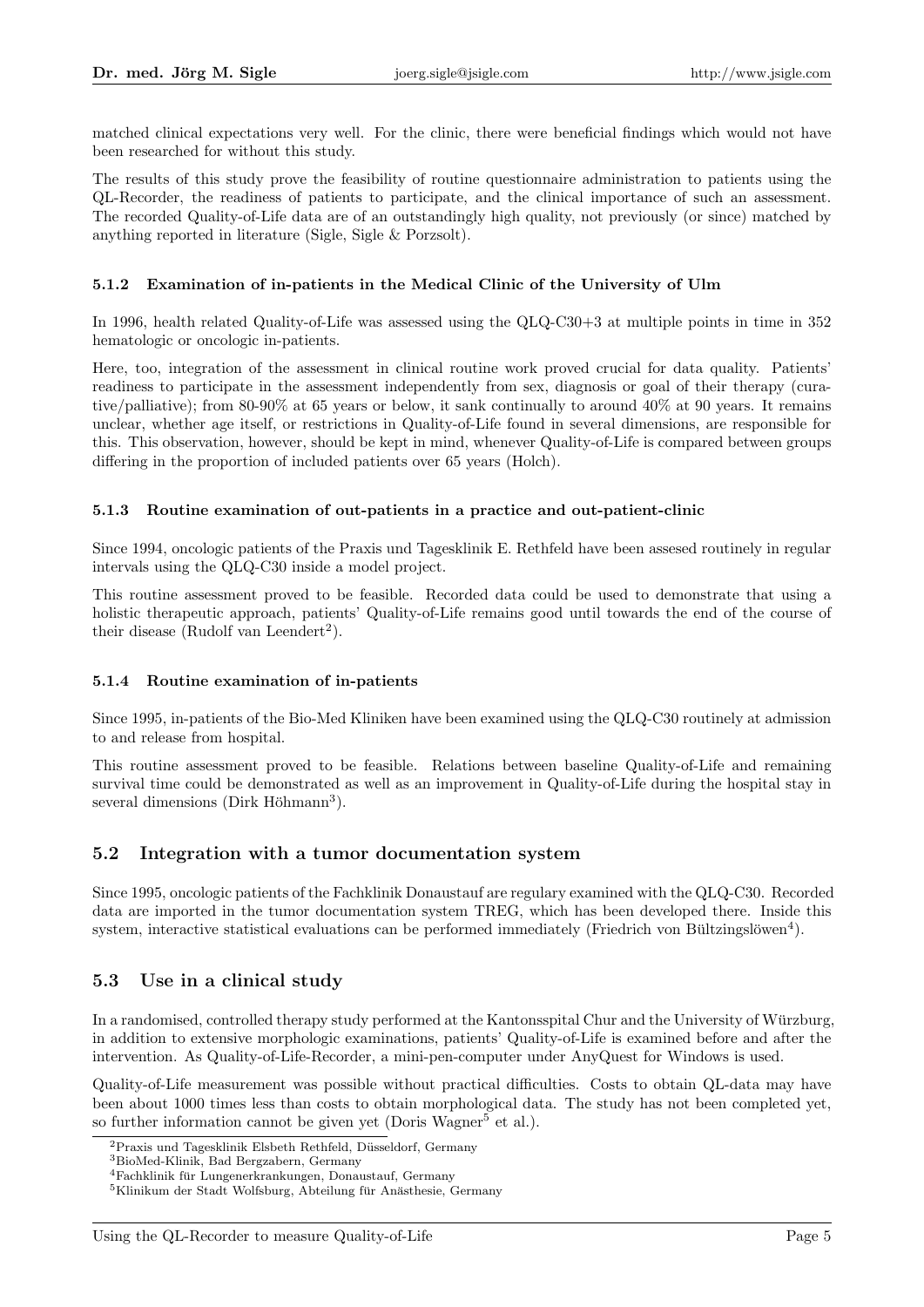matched clinical expectations very well. For the clinic, there were beneficial findings which would not have been researched for without this study.

The results of this study prove the feasibility of routine questionnaire administration to patients using the QL-Recorder, the readiness of patients to participate, and the clinical importance of such an assessment. The recorded Quality-of-Life data are of an outstandingly high quality, not previously (or since) matched by anything reported in literature (Sigle, Sigle & Porzsolt).

#### 5.1.2 Examination of in-patients in the Medical Clinic of the University of Ulm

In 1996, health related Quality-of-Life was assessed using the QLQ-C30+3 at multiple points in time in 352 hematologic or oncologic in-patients.

Here, too, integration of the assessment in clinical routine work proved crucial for data quality. Patients' readiness to participate in the assessment independently from sex, diagnosis or goal of their therapy (curative/palliative); from 80-90% at 65 years or below, it sank continually to around 40% at 90 years. It remains unclear, whether age itself, or restrictions in Quality-of-Life found in several dimensions, are responsible for this. This observation, however, should be kept in mind, whenever Quality-of-Life is compared between groups differing in the proportion of included patients over 65 years (Holch).

#### 5.1.3 Routine examination of out-patients in a practice and out-patient-clinic

Since 1994, oncologic patients of the Praxis und Tagesklinik E. Rethfeld have been assesed routinely in regular intervals using the QLQ-C30 inside a model project.

This routine assessment proved to be feasible. Recorded data could be used to demonstrate that using a holistic therapeutic approach, patients' Quality-of-Life remains good until towards the end of the course of their disease (Rudolf van Leendert[2]).

#### 5.1.4 Routine examination of in-patients

Since 1995, in-patients of the Bio-Med Kliniken have been examined using the QLQ-C30 routinely at admission to and release from hospital.

This routine assessment proved to be feasible. Relations between baseline Quality-of-Life and remaining survival time could be demonstrated as well as an improvement in Quality-of-Life during the hospital stay in several dimensions (Dirk Höhmann[3]).

### 5.2 Integration with a tumor documentation system

Since 1995, oncologic patients of the Fachklinik Donaustauf are regulary examined with the QLQ-C30. Recorded data are imported in the tumor documentation system TREG, which has been developed there. Inside this system, interactive statistical evaluations can be performed immediately (Friedrich von Bültzingslöwen[4]).

### 5.3 Use in a clinical study

In a randomised, controlled therapy study performed at the Kantonsspital Chur and the University of Würzburg, in addition to extensive morphologic examinations, patients' Quality-of-Life is examined before and after the intervention. As Quality-of-Life-Recorder, a mini-pen-computer under AnyQuest for Windows is used.

Quality-of-Life measurement was possible without practical difficulties. Costs to obtain QL-data may have been about 1000 times less than costs to obtain morphological data. The study has not been completed yet, so further information cannot be given yet (Doris Wagner[5] et al.).

---

[2] Praxis und Tagesklinik Elsbeth Rethfeld, Düsseldorf, Germany

[3] BioMed-Klinik, Bad Bergzabern, Germany

[4] Fachklinik für Lungenerkrankungen, Donaustauf, Germany

[5] Klinikum der Stadt Wolfsburg, Abteilung für Anästhesie, Germany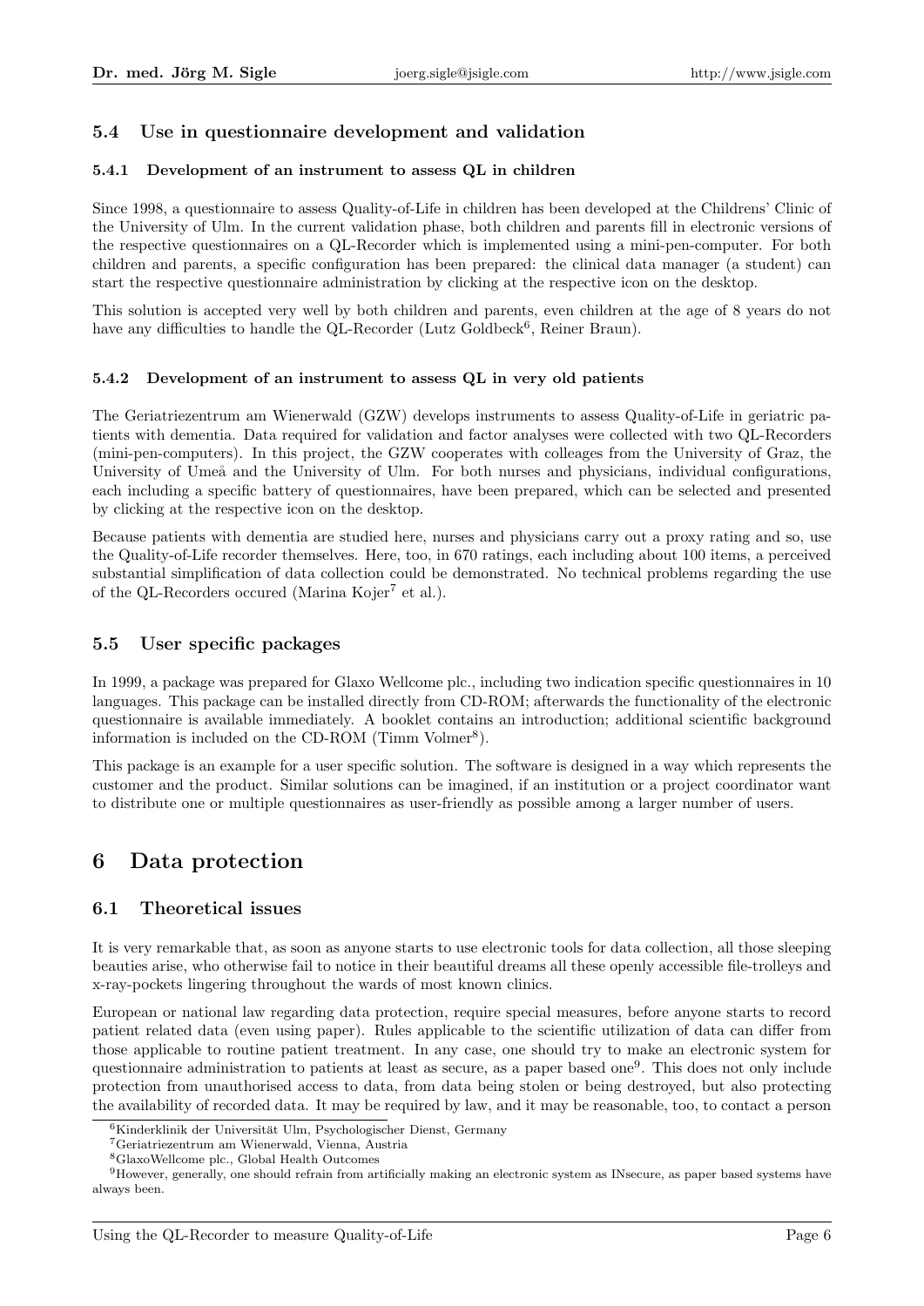### 5.4 Use in questionnaire development and validation

#### 5.4.1 Development of an instrument to assess QL in children

Since 1998, a questionnaire to assess Quality-of-Life in children has been developed at the Childrens' Clinic of the University of Ulm. In the current validation phase, both children and parents fill in electronic versions of the respective questionnaires on a QL-Recorder which is implemented using a mini-pen-computer. For both children and parents, a specific configuration has been prepared: the clinical data manager (a student) can start the respective questionnaire administration by clicking at the respective icon on the desktop.

This solution is accepted very well by both children and parents, even children at the age of 8 years do not have any difficulties to handle the QL-Recorder (Lutz Goldbeck[6], Reiner Braun).

#### 5.4.2 Development of an instrument to assess QL in very old patients

The Geriatriezentrum am Wienerwald (GZW) develops instruments to assess Quality-of-Life in geriatric patients with dementia. Data required for validation and factor analyses were collected with two QL-Recorders (mini-pen-computers). In this project, the GZW cooperates with colleages from the University of Graz, the University of Umeå and the University of Ulm. For both nurses and physicians, individual configurations, each including a specific battery of questionnaires, have been prepared, which can be selected and presented by clicking at the respective icon on the desktop.

Because patients with dementia are studied here, nurses and physicians carry out a proxy rating and so, use the Quality-of-Life recorder themselves. Here, too, in 670 ratings, each including about 100 items, a perceived substantial simplification of data collection could be demonstrated. No technical problems regarding the use of the QL-Recorders occured (Marina Kojer[7] et al.).

### 5.5 User specific packages

In 1999, a package was prepared for Glaxo Wellcome plc., including two indication specific questionnaires in 10 languages. This package can be installed directly from CD-ROM; afterwards the functionality of the electronic questionnaire is available immediately. A booklet contains an introduction; additional scientific background information is included on the CD-ROM (Timm Volmer[8]).

This package is an example for a user specific solution. The software is designed in a way which represents the customer and the product. Similar solutions can be imagined, if an institution or a project coordinator want to distribute one or multiple questionnaires as user-friendly as possible among a larger number of users.

## 6 Data protection

### 6.1 Theoretical issues

It is very remarkable that, as soon as anyone starts to use electronic tools for data collection, all those sleeping beauties arise, who otherwise fail to notice in their beautiful dreams all these openly accessible file-trolleys and x-ray-pockets lingering throughout the wards of most known clinics.

European or national law regarding data protection, require special measures, before anyone starts to record patient related data (even using paper). Rules applicable to the scientific utilization of data can differ from those applicable to routine patient treatment. In any case, one should try to make an electronic system for questionnaire administration to patients at least as secure, as a paper based one[9]. This does not only include protection from unauthorised access to data, from data being stolen or being destroyed, but also protecting the availability of recorded data. It may be required by law, and it may be reasonable, too, to contact a person

[6] Kinderklinik der Universität Ulm, Psychologischer Dienst, Germany

[7] Geriatriezentrum am Wienerwald, Vienna, Austria

[8] GlaxoWellcome plc., Global Health Outcomes

[9] However, generally, one should refrain from artificially making an electronic system as INsecure, as paper based systems have always been.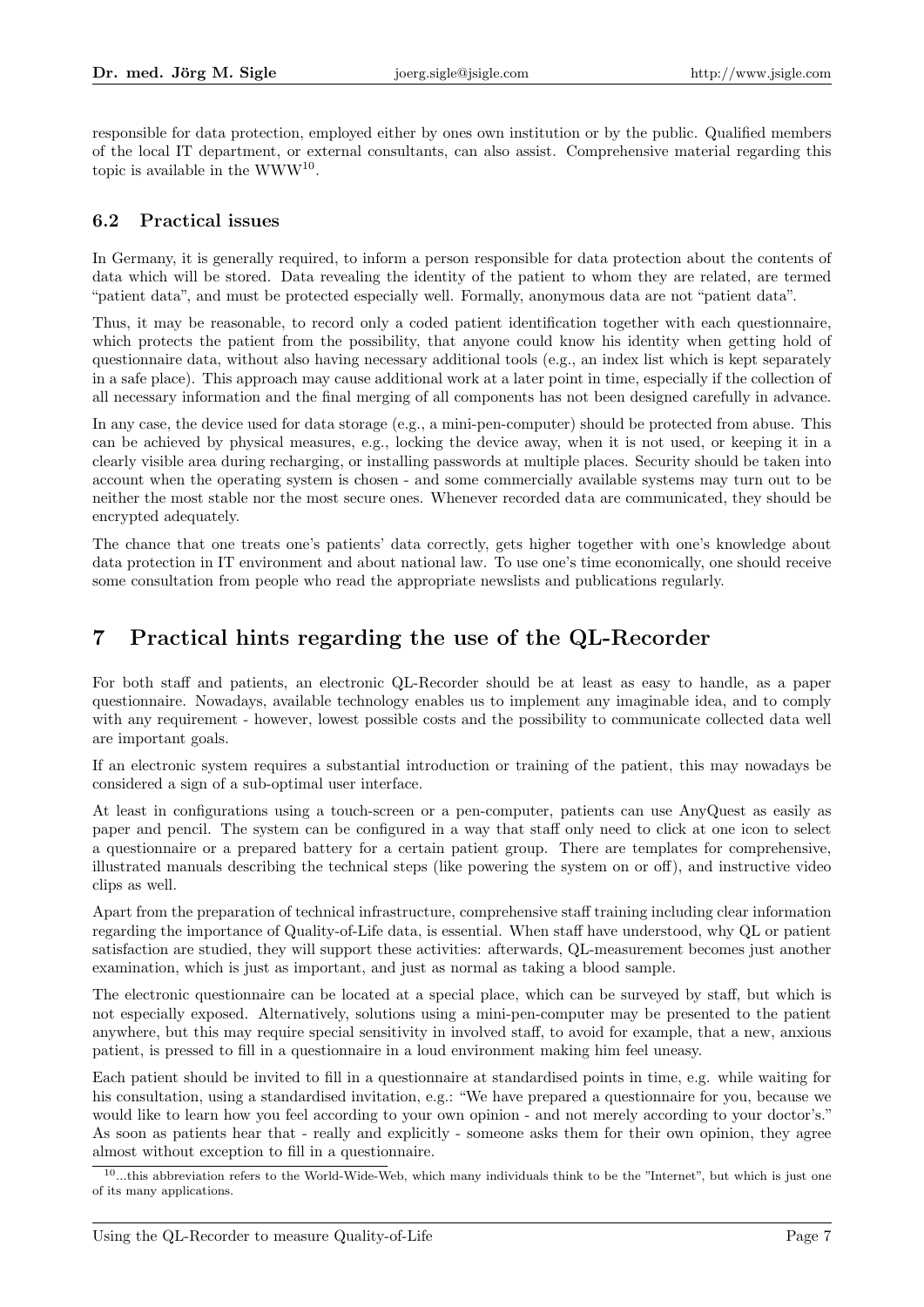responsible for data protection, employed either by ones own institution or by the public. Qualified members of the local IT department, or external consultants, can also assist. Comprehensive material regarding this topic is available in the WWW[10].

### 6.2 Practical issues

In Germany, it is generally required, to inform a person responsible for data protection about the contents of data which will be stored. Data revealing the identity of the patient to whom they are related, are termed "patient data", and must be protected especially well. Formally, anonymous data are not "patient data".

Thus, it may be reasonable, to record only a coded patient identification together with each questionnaire, which protects the patient from the possibility, that anyone could know his identity when getting hold of questionnaire data, without also having necessary additional tools (e.g., an index list which is kept separately in a safe place). This approach may cause additional work at a later point in time, especially if the collection of all necessary information and the final merging of all components has not been designed carefully in advance.

In any case, the device used for data storage (e.g., a mini-pen-computer) should be protected from abuse. This can be achieved by physical measures, e.g., locking the device away, when it is not used, or keeping it in a clearly visible area during recharging, or installing passwords at multiple places. Security should be taken into account when the operating system is chosen - and some commercially available systems may turn out to be neither the most stable nor the most secure ones. Whenever recorded data are communicated, they should be encrypted adequately.

The chance that one treats one's patients' data correctly, gets higher together with one's knowledge about data protection in IT environment and about national law. To use one's time economically, one should receive some consultation from people who read the appropriate newslists and publications regularly.

## 7 Practical hints regarding the use of the QL-Recorder

For both staff and patients, an electronic QL-Recorder should be at least as easy to handle, as a paper questionnaire. Nowadays, available technology enables us to implement any imaginable idea, and to comply with any requirement - however, lowest possible costs and the possibility to communicate collected data well are important goals.

If an electronic system requires a substantial introduction or training of the patient, this may nowadays be considered a sign of a sub-optimal user interface.

At least in configurations using a touch-screen or a pen-computer, patients can use AnyQuest as easily as paper and pencil. The system can be configured in a way that staff only need to click at one icon to select a questionnaire or a prepared battery for a certain patient group. There are templates for comprehensive, illustrated manuals describing the technical steps (like powering the system on or off), and instructive video clips as well.

Apart from the preparation of technical infrastructure, comprehensive staff training including clear information regarding the importance of Quality-of-Life data, is essential. When staff have understood, why QL or patient satisfaction are studied, they will support these activities: afterwards, QL-measurement becomes just another examination, which is just as important, and just as normal as taking a blood sample.

The electronic questionnaire can be located at a special place, which can be surveyed by staff, but which is not especially exposed. Alternatively, solutions using a mini-pen-computer may be presented to the patient anywhere, but this may require special sensitivity in involved staff, to avoid for example, that a new, anxious patient, is pressed to fill in a questionnaire in a loud environment making him feel uneasy.

Each patient should be invited to fill in a questionnaire at standardised points in time, e.g. while waiting for his consultation, using a standardised invitation, e.g.: "We have prepared a questionnaire for you, because we would like to learn how you feel according to your own opinion - and not merely according to your doctor's." As soon as patients hear that - really and explicitly - someone asks them for their own opinion, they agree almost without exception to fill in a questionnaire.

[10]...this abbreviation refers to the World-Wide-Web, which many individuals think to be the "Internet", but which is just one of its many applications.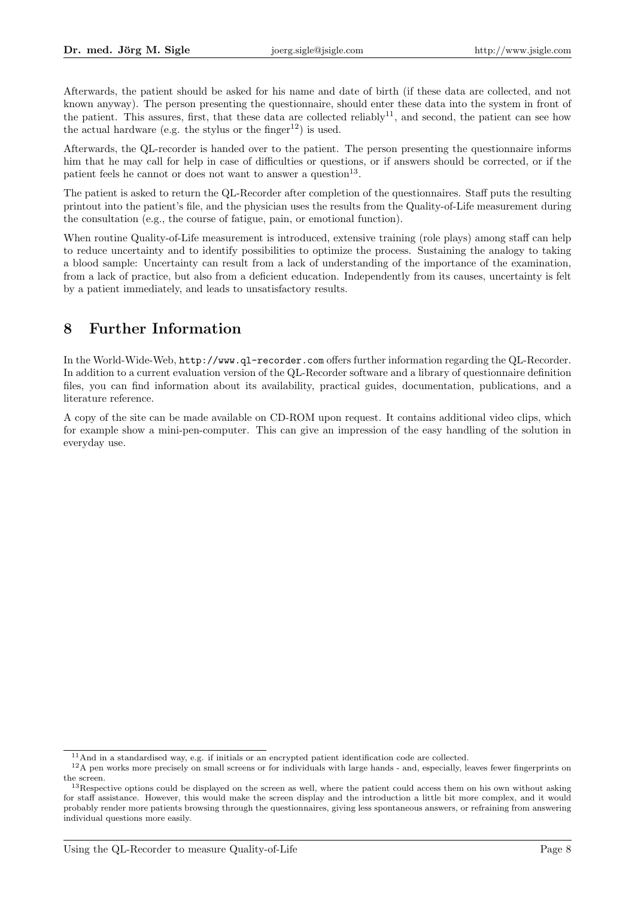Afterwards, the patient should be asked for his name and date of birth (if these data are collected, and not known anyway). The person presenting the questionnaire, should enter these data into the system in front of the patient. This assures, first, that these data are collected reliably[11], and second, the patient can see how the actual hardware (e.g. the stylus or the finger[12]) is used.

Afterwards, the QL-recorder is handed over to the patient. The person presenting the questionnaire informs him that he may call for help in case of difficulties or questions, or if answers should be corrected, or if the patient feels he cannot or does not want to answer a question[13].

The patient is asked to return the QL-Recorder after completion of the questionnaires. Staff puts the resulting printout into the patient's file, and the physician uses the results from the Quality-of-Life measurement during the consultation (e.g., the course of fatigue, pain, or emotional function).

When routine Quality-of-Life measurement is introduced, extensive training (role plays) among staff can help to reduce uncertainty and to identify possibilities to optimize the process. Sustaining the analogy to taking a blood sample: Uncertainty can result from a lack of understanding of the importance of the examination, from a lack of practice, but also from a deficient education. Independently from its causes, uncertainty is felt by a patient immediately, and leads to unsatisfactory results.

## 8 Further Information

In the World-Wide-Web, `http://www.ql-recorder.com` offers further information regarding the QL-Recorder. In addition to a current evaluation version of the QL-Recorder software and a library of questionnaire definition files, you can find information about its availability, practical guides, documentation, publications, and a literature reference.

A copy of the site can be made available on CD-ROM upon request. It contains additional video clips, which for example show a mini-pen-computer. This can give an impression of the easy handling of the solution in everyday use.

---

[11] And in a standardised way, e.g. if initials or an encrypted patient identification code are collected.

[12] A pen works more precisely on small screens or for individuals with large hands - and, especially, leaves fewer fingerprints on the screen.

[13] Respective options could be displayed on the screen as well, where the patient could access them on his own without asking for staff assistance. However, this would make the screen display and the introduction a little bit more complex, and it would probably render more patients browsing through the questionnaires, giving less spontaneous answers, or refraining from answering individual questions more easily.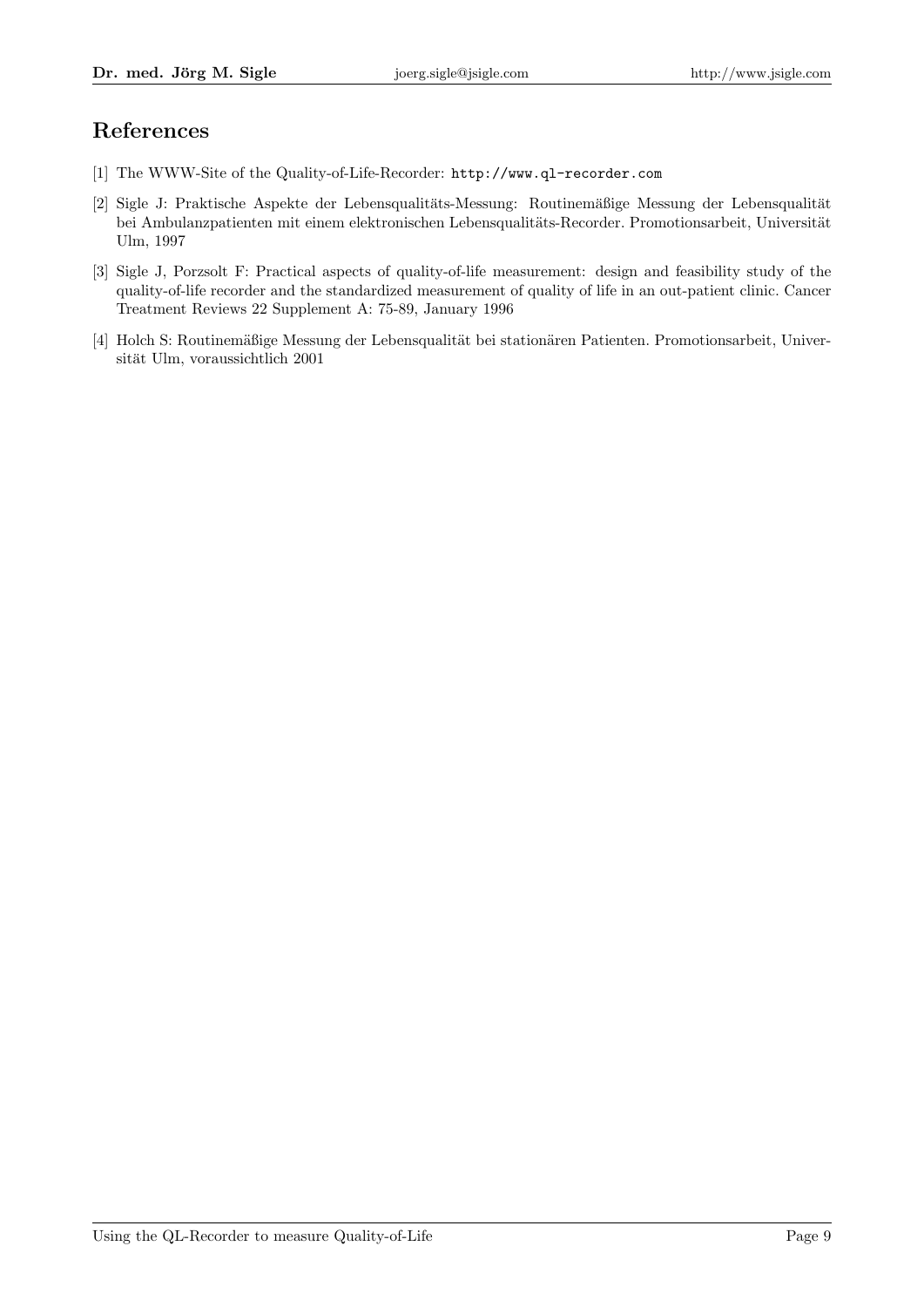## References

[1] The WWW-Site of the Quality-of-Life-Recorder: `http://www.ql-recorder.com`

[2] Sigle J: Praktische Aspekte der Lebensqualitäts-Messung: Routinemäßige Messung der Lebensqualität bei Ambulanzpatienten mit einem elektronischen Lebensqualitäts-Recorder. Promotionsarbeit, Universität Ulm, 1997

[3] Sigle J, Porzsolt F: Practical aspects of quality-of-life measurement: design and feasibility study of the quality-of-life recorder and the standardized measurement of quality of life in an out-patient clinic. Cancer Treatment Reviews 22 Supplement A: 75-89, January 1996

[4] Holch S: Routinemäßige Messung der Lebensqualität bei stationären Patienten. Promotionsarbeit, Universität Ulm, voraussichtlich 2001